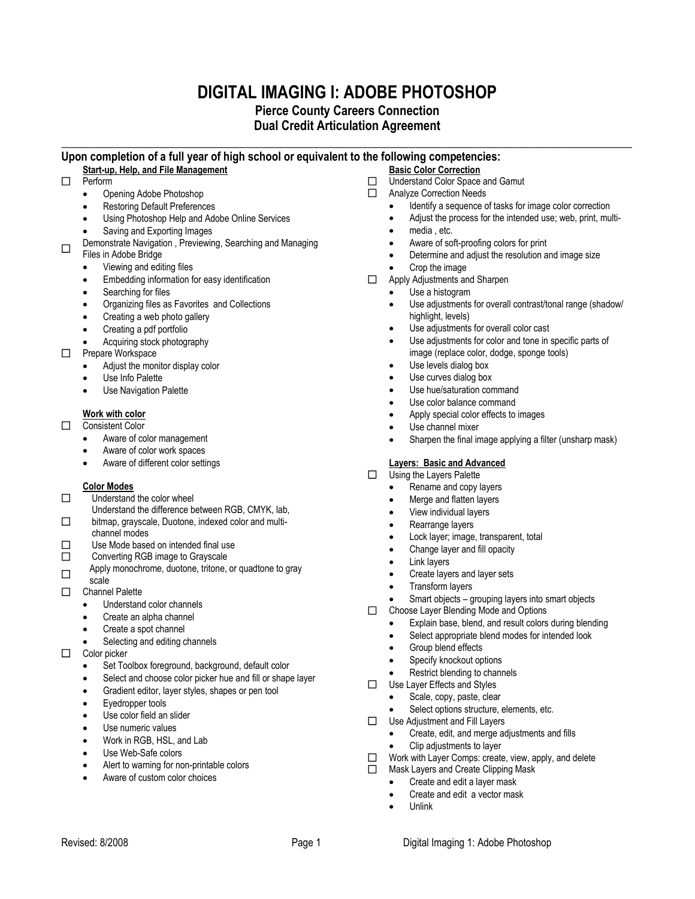# DIGITAL IMAGING I: ADOBE PHOTOSHOP

## Pierce County Careers Connection
## Dual Credit Articulation Agreement

### Upon completion of a full year of high school or equivalent to the following competencies:

**Start-up, Help, and File Management**

- ☐ Perform
  - Opening Adobe Photoshop
  - Restoring Default Preferences
  - Using Photoshop Help and Adobe Online Services
  - Saving and Exporting Images
- ☐ Demonstrate Navigation , Previewing, Searching and Managing Files in Adobe Bridge
  - Viewing and editing files
  - Embedding information for easy identification
  - Searching for files
  - Organizing files as Favorites and Collections
  - Creating a web photo gallery
  - Creating a pdf portfolio
  - Acquiring stock photography
- ☐ Prepare Workspace
  - Adjust the monitor display color
  - Use Info Palette
  - Use Navigation Palette

**Work with color**

- ☐ Consistent Color
  - Aware of color management
  - Aware of color work spaces
  - Aware of different color settings

**Color Modes**

- ☐ Understand the color wheel
- ☐ Understand the difference between RGB, CMYK, lab, bitmap, grayscale, Duotone, indexed color and multi-channel modes
- ☐ Use Mode based on intended final use
- ☐ Converting RGB image to Grayscale
- ☐ Apply monochrome, duotone, tritone, or quadtone to gray scale
- ☐ Channel Palette
  - Understand color channels
  - Create an alpha channel
  - Create a spot channel
  - Selecting and editing channels
- ☐ Color picker
  - Set Toolbox foreground, background, default color
  - Select and choose color picker hue and fill or shape layer
  - Gradient editor, layer styles, shapes or pen tool
  - Eyedropper tools
  - Use color field an slider
  - Use numeric values
  - Work in RGB, HSL, and Lab
  - Use Web-Safe colors
  - Alert to warning for non-printable colors
  - Aware of custom color choices

**Basic Color Correction**

- ☐ Understand Color Space and Gamut
- ☐ Analyze Correction Needs
  - Identify a sequence of tasks for image color correction
  - Adjust the process for the intended use; web, print, multi-
  - media , etc.
  - Aware of soft-proofing colors for print
  - Determine and adjust the resolution and image size
  - Crop the image
- ☐ Apply Adjustments and Sharpen
  - Use a histogram
  - Use adjustments for overall contrast/tonal range (shadow/ highlight, levels)
  - Use adjustments for overall color cast
  - Use adjustments for color and tone in specific parts of image (replace color, dodge, sponge tools)
  - Use levels dialog box
  - Use curves dialog box
  - Use hue/saturation command
  - Use color balance command
  - Apply special color effects to images
  - Use channel mixer
  - Sharpen the final image applying a filter (unsharp mask)

**Layers: Basic and Advanced**

- ☐ Using the Layers Palette
  - Rename and copy layers
  - Merge and flatten layers
  - View individual layers
  - Rearrange layers
  - Lock layer; image, transparent, total
  - Change layer and fill opacity
  - Link layers
  - Create layers and layer sets
  - Transform layers
  - Smart objects – grouping layers into smart objects
- ☐ Choose Layer Blending Mode and Options
  - Explain base, blend, and result colors during blending
  - Select appropriate blend modes for intended look
  - Group blend effects
  - Specify knockout options
  - Restrict blending to channels
- ☐ Use Layer Effects and Styles
  - Scale, copy, paste, clear
  - Select options structure, elements, etc.
- ☐ Use Adjustment and Fill Layers
  - Create, edit, and merge adjustments and fills
  - Clip adjustments to layer
- ☐ Work with Layer Comps: create, view, apply, and delete
- ☐ Mask Layers and Create Clipping Mask
  - Create and edit a layer mask
  - Create and edit a vector mask
  - Unlink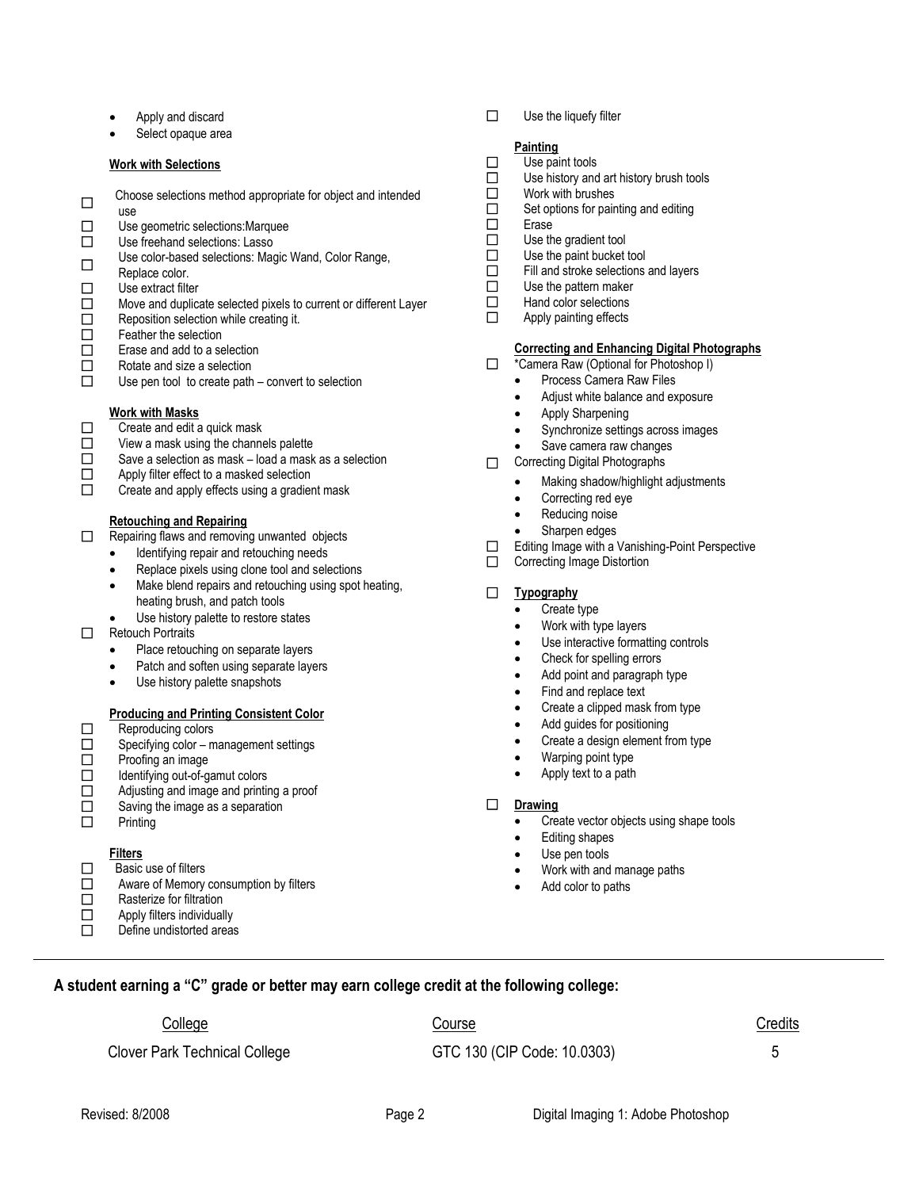- Apply and discard
- Select opaque area

**Work with Selections**

- ☐ Choose selections method appropriate for object and intended use
- ☐ Use geometric selections:Marquee
- ☐ Use freehand selections: Lasso
- ☐ Use color-based selections: Magic Wand, Color Range, Replace color.
- ☐ Use extract filter
- ☐ Move and duplicate selected pixels to current or different Layer
- ☐ Reposition selection while creating it.
- ☐ Feather the selection
- ☐ Erase and add to a selection
- ☐ Rotate and size a selection
- ☐ Use pen tool to create path – convert to selection

**Work with Masks**

- ☐ Create and edit a quick mask
- ☐ View a mask using the channels palette
- ☐ Save a selection as mask – load a mask as a selection
- ☐ Apply filter effect to a masked selection
- ☐ Create and apply effects using a gradient mask

**Retouching and Repairing**

- ☐ Repairing flaws and removing unwanted objects
  - Identifying repair and retouching needs
  - Replace pixels using clone tool and selections
  - Make blend repairs and retouching using spot heating, heating brush, and patch tools
  - Use history palette to restore states
- ☐ Retouch Portraits
  - Place retouching on separate layers
  - Patch and soften using separate layers
  - Use history palette snapshots

**Producing and Printing Consistent Color**

- ☐ Reproducing colors
- ☐ Specifying color – management settings
- ☐ Proofing an image
- ☐ Identifying out-of-gamut colors
- ☐ Adjusting and image and printing a proof
- ☐ Saving the image as a separation
- ☐ Printing

**Filters**

- ☐ Basic use of filters
- ☐ Aware of Memory consumption by filters
- ☐ Rasterize for filtration
- ☐ Apply filters individually
- ☐ Define undistorted areas
- ☐ Use the liquefy filter

**Painting**

- ☐ Use paint tools
- ☐ Use history and art history brush tools
- ☐ Work with brushes
- ☐ Set options for painting and editing
- ☐ Erase
- ☐ Use the gradient tool
- ☐ Use the paint bucket tool
- ☐ Fill and stroke selections and layers
- ☐ Use the pattern maker
- ☐ Hand color selections
- ☐ Apply painting effects

**Correcting and Enhancing Digital Photographs**

- ☐ *Camera Raw (Optional for Photoshop I)
  - Process Camera Raw Files
  - Adjust white balance and exposure
  - Apply Sharpening
  - Synchronize settings across images
  - Save camera raw changes
- ☐ Correcting Digital Photographs
  - Making shadow/highlight adjustments
  - Correcting red eye
  - Reducing noise
  - Sharpen edges
- ☐ Editing Image with a Vanishing-Point Perspective
- ☐ Correcting Image Distortion

☐ **Typography**

- Create type
- Work with type layers
- Use interactive formatting controls
- Check for spelling errors
- Add point and paragraph type
- Find and replace text
- Create a clipped mask from type
- Add guides for positioning
- Create a design element from type
- Warping point type
- Apply text to a path

☐ **Drawing**

- Create vector objects using shape tools
- Editing shapes
- Use pen tools
- Work with and manage paths
- Add color to paths

---

**A student earning a "C" grade or better may earn college credit at the following college:**

| College | Course | Credits |
|---|---|---|
| Clover Park Technical College | GTC 130 (CIP Code: 10.0303) | 5 |

Revised: 8/2008 Digital Imaging 1: Adobe Photoshop